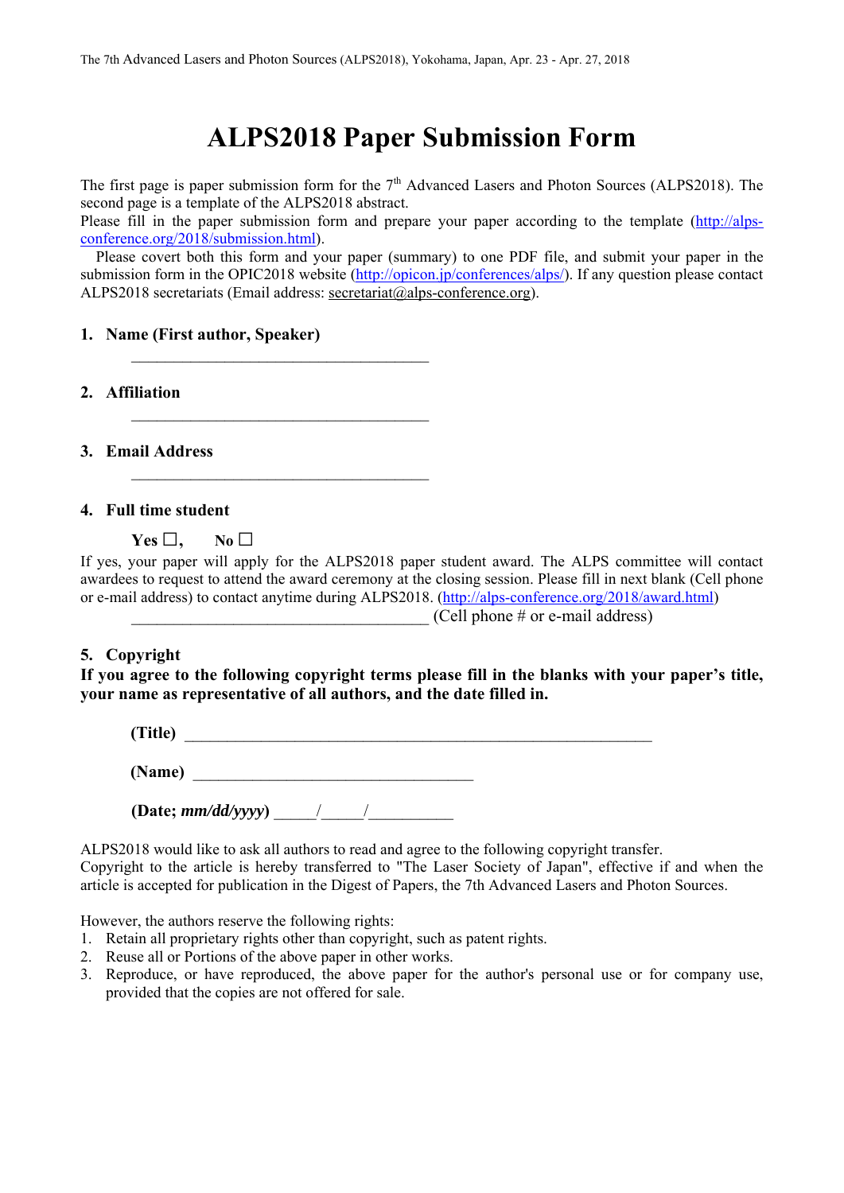# ALPS2018 Paper Submission Form

The first page is paper submission form for the 7th Advanced Lasers and Photon Sources (ALPS2018). The second page is a template of the ALPS2018 abstract.
Please fill in the paper submission form and prepare your paper according to the template (http://alps-conference.org/2018/submission.html).

Please covert both this form and your paper (summary) to one PDF file, and submit your paper in the submission form in the OPIC2018 website (http://opicon.jp/conferences/alps/). If any question please contact ALPS2018 secretariats (Email address: secretariat@alps-conference.org).

1. **Name (First author, Speaker)**

   ______________________________________

2. **Affiliation**

   ______________________________________

3. **Email Address**

   ______________________________________

4. **Full time student**

   **Yes** ☐, **No** ☐

If yes, your paper will apply for the ALPS2018 paper student award. The ALPS committee will contact awardees to request to attend the award ceremony at the closing session. Please fill in next blank (Cell phone or e-mail address) to contact anytime during ALPS2018. (http://alps-conference.org/2018/award.html)

______________________________________ (Cell phone # or e-mail address)

5. **Copyright**

**If you agree to the following copyright terms please fill in the blanks with your paper's title, your name as representative of all authors, and the date filled in.**

**(Title)** ____________________________________________________________

**(Name)** ____________________________________

**(Date; *mm/dd/yyyy*)** _____/_____/__________

ALPS2018 would like to ask all authors to read and agree to the following copyright transfer.
Copyright to the article is hereby transferred to "The Laser Society of Japan", effective if and when the article is accepted for publication in the Digest of Papers, the 7th Advanced Lasers and Photon Sources.

However, the authors reserve the following rights:

1. Retain all proprietary rights other than copyright, such as patent rights.
2. Reuse all or Portions of the above paper in other works.
3. Reproduce, or have reproduced, the above paper for the author's personal use or for company use, provided that the copies are not offered for sale.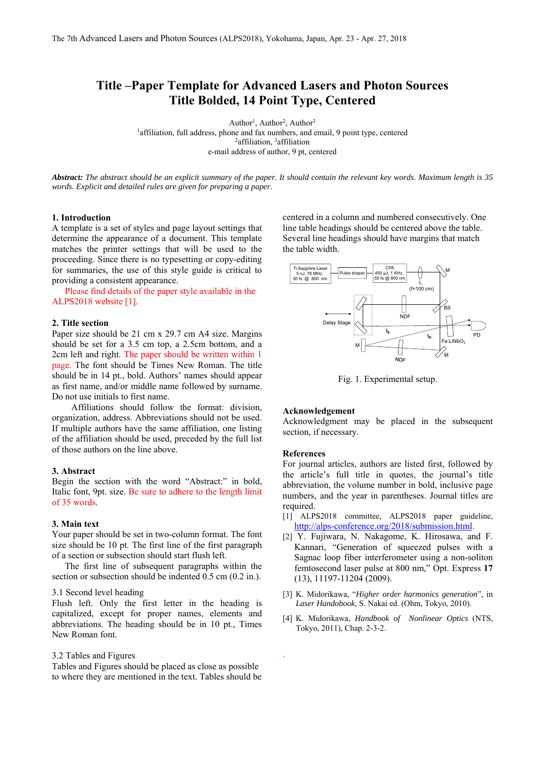# Title –Paper Template for Advanced Lasers and Photon Sources Title Bolded, 14 Point Type, Centered

Author[1], Author[2], Author[3]
[1]affiliation, full address, phone and fax numbers, and email, 9 point type, centered
[2]affiliation, [3]affiliation
e-mail address of author, 9 pt, centered

***Abstract:*** *The abstract should be an explicit summary of the paper. It should contain the relevant key words. Maximum length is 35 words. Explicit and detailed rules are given for preparing a paper.*

## 1. Introduction

A template is a set of styles and page layout settings that determine the appearance of a document. This template matches the printer settings that will be used to the proceeding. Since there is no typesetting or copy-editing for summaries, the use of this style guide is critical to providing a consistent appearance.

Please find details of the paper style available in the ALPS2018 website [1].

## 2. Title section

Paper size should be 21 cm x 29.7 cm A4 size. Margins should be set for a 3.5 cm top, a 2.5cm bottom, and a 2cm left and right. The paper should be written within 1 page. The font should be Times New Roman. The title should be in 14 pt., bold. Authors' names should appear as first name, and/or middle name followed by surname. Do not use initials to first name.

Affiliations should follow the format: division, organization, address. Abbreviations should not be used. If multiple authors have the same affiliation, one listing of the affiliation should be used, preceded by the full list of those authors on the line above.

## 3. Abstract

Begin the section with the word "Abstract:" in bold, Italic font, 9pt. size. Be sure to adhere to the length limit of 35 words.

## 3. Main text

Your paper should be set in two-column format. The font size should be 10 pt. The first line of the first paragraph of a section or subsection should start flush left.

The first line of subsequent paragraphs within the section or subsection should be indented 0.5 cm (0.2 in.).

### 3.1 Second level heading

Flush left. Only the first letter in the heading is capitalized, except for proper names, elements and abbreviations. The heading should be in 10 pt., Times New Roman font.

### 3.2 Tables and Figures

Tables and Figures should be placed as close as possible to where they are mentioned in the text. Tables should be centered in a column and numbered consecutively. One line table headings should be centered above the table. Several line headings should have margins that match the table width.

Ti:Sapphire Laser
5 nJ, 76 MHz,
30 fs @ 800 nm
Pulse shaper
CPA
450 μJ, 1 KHz,
50 fs @ 800 nm
L
(f=100 cm)
M
BS
NDF
Delay Stage
$I_s$
$I_p$
PD
M
Fe:LiNbO$_3$
NDF
M

Fig. 1. Experimental setup.

## Acknowledgement

Acknowledgment may be placed in the subsequent section, if necessary.

## References

For journal articles, authors are listed first, followed by the article's full title in quotes, the journal's title abbreviation, the volume number in bold, inclusive page numbers, and the year in parentheses. Journal titles are required.

[1] ALPS2018 committee, ALPS2018 paper guideline, http://alps-conference.org/2018/submission.html.

[2] Y. Fujiwara, N. Nakagome, K. Hirosawa, and F. Kannari, "Generation of squeezed pulses with a Sagnac loop fiber interferometer using a non-soliton femtosecond laser pulse at 800 nm," Opt. Express **17** (13), 11197-11204 (2009).

[3] K. Midorikawa, "*Higher order harmonics generation*", in *Laser Handobook*, S. Nakai ed. (Ohm, Tokyo, 2010).

[4] K. Midorikawa, *Handbook of Nonlinear Optics* (NTS, Tokyo, 2011), Chap. 2-3-2.